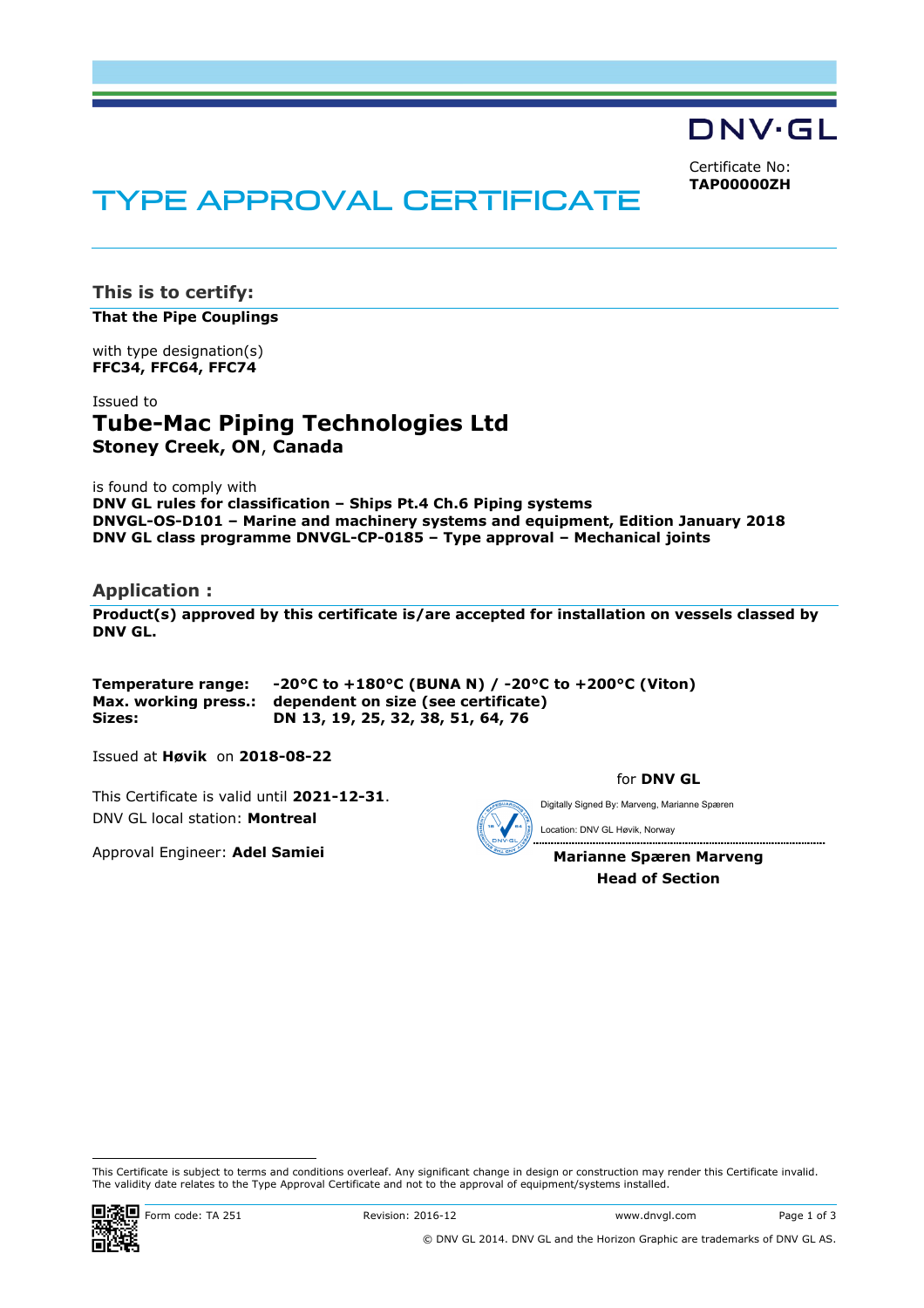DNV·GL

Certificate No:
**TAP00000ZH**

# TYPE APPROVAL CERTIFICATE

## This is to certify:

**That the Pipe Couplings**

with type designation(s)
**FFC34, FFC64, FFC74**

Issued to
## Tube-Mac Piping Technologies Ltd
**Stoney Creek, ON, Canada**

is found to comply with
**DNV GL rules for classification – Ships Pt.4 Ch.6 Piping systems**
**DNVGL-OS-D101 – Marine and machinery systems and equipment, Edition January 2018**
**DNV GL class programme DNVGL-CP-0185 – Type approval – Mechanical joints**

## Application :

**Product(s) approved by this certificate is/are accepted for installation on vessels classed by DNV GL.**

**Temperature range:** **-20°C to +180°C (BUNA N) / -20°C to +200°C (Viton)**
**Max. working press.:** **dependent on size (see certificate)**
**Sizes:** **DN 13, 19, 25, 32, 38, 51, 64, 76**

Issued at **Høvik** on **2018-08-22**

This Certificate is valid until **2021-12-31**.
DNV GL local station: **Montreal**

Approval Engineer: **Adel Samiei**

for **DNV GL**

Digitally Signed By: Marveng, Marianne Spæren
Location: DNV GL Høvik, Norway

**Marianne Spæren Marveng**
**Head of Section**

This Certificate is subject to terms and conditions overleaf. Any significant change in design or construction may render this Certificate invalid.
The validity date relates to the Type Approval Certificate and not to the approval of equipment/systems installed.

Form code: TA 251 Revision: 2016-12 www.dnvgl.com

© DNV GL 2014. DNV GL and the Horizon Graphic are trademarks of DNV GL AS.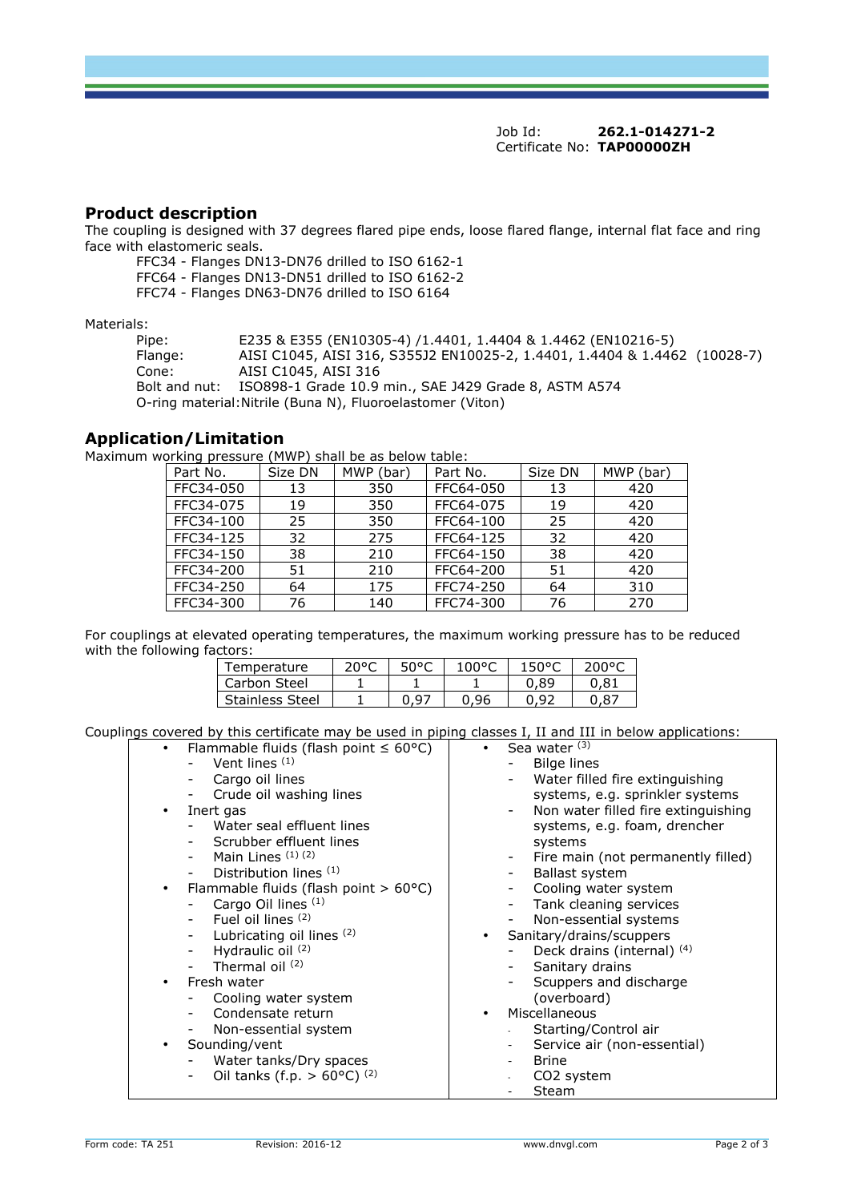Job Id: **262.1-014271-2**
Certificate No: **TAP00000ZH**

## Product description

The coupling is designed with 37 degrees flared pipe ends, loose flared flange, internal flat face and ring face with elastomeric seals.

FFC34 - Flanges DN13-DN76 drilled to ISO 6162-1
FFC64 - Flanges DN13-DN51 drilled to ISO 6162-2
FFC74 - Flanges DN63-DN76 drilled to ISO 6164

Materials:

Pipe: E235 & E355 (EN10305-4) /1.4401, 1.4404 & 1.4462 (EN10216-5)
Flange: AISI C1045, AISI 316, S355J2 EN10025-2, 1.4401, 1.4404 & 1.4462 (10028-7)
Cone: AISI C1045, AISI 316
Bolt and nut: ISO898-1 Grade 10.9 min., SAE J429 Grade 8, ASTM A574
O-ring material: Nitrile (Buna N), Fluoroelastomer (Viton)

## Application/Limitation

Maximum working pressure (MWP) shall be as below table:

| Part No. | Size DN | MWP (bar) | Part No. | Size DN | MWP (bar) |
|---|---|---|---|---|---|
| FFC34-050 | 13 | 350 | FFC64-050 | 13 | 420 |
| FFC34-075 | 19 | 350 | FFC64-075 | 19 | 420 |
| FFC34-100 | 25 | 350 | FFC64-100 | 25 | 420 |
| FFC34-125 | 32 | 275 | FFC64-125 | 32 | 420 |
| FFC34-150 | 38 | 210 | FFC64-150 | 38 | 420 |
| FFC34-200 | 51 | 210 | FFC64-200 | 51 | 420 |
| FFC34-250 | 64 | 175 | FFC74-250 | 64 | 310 |
| FFC34-300 | 76 | 140 | FFC74-300 | 76 | 270 |

For couplings at elevated operating temperatures, the maximum working pressure has to be reduced with the following factors:

| Temperature | 20°C | 50°C | 100°C | 150°C | 200°C |
|---|---|---|---|---|---|
| Carbon Steel | 1 | 1 | 1 | 0,89 | 0,81 |
| Stainless Steel | 1 | 0,97 | 0,96 | 0,92 | 0,87 |

Couplings covered by this certificate may be used in piping classes I, II and III in below applications:

- Flammable fluids (flash point ≤ 60°C)
  - Vent lines (1)
  - Cargo oil lines
  - Crude oil washing lines
- Inert gas
  - Water seal effluent lines
  - Scrubber effluent lines
  - Main Lines (1) (2)
  - Distribution lines (1)
- Flammable fluids (flash point > 60°C)
  - Cargo Oil lines (1)
  - Fuel oil lines (2)
  - Lubricating oil lines (2)
  - Hydraulic oil (2)
  - Thermal oil (2)
- Fresh water
  - Cooling water system
  - Condensate return
  - Non-essential system
- Sounding/vent
  - Water tanks/Dry spaces
  - Oil tanks (f.p. > 60°C) (2)
- Sea water (3)
  - Bilge lines
  - Water filled fire extinguishing systems, e.g. sprinkler systems
  - Non water filled fire extinguishing systems, e.g. foam, drencher systems
  - Fire main (not permanently filled)
  - Ballast system
  - Cooling water system
  - Tank cleaning services
  - Non-essential systems
- Sanitary/drains/scuppers
  - Deck drains (internal) (4)
  - Sanitary drains
  - Scuppers and discharge (overboard)
- Miscellaneous
  - Starting/Control air
  - Service air (non-essential)
  - Brine
  - CO2 system
  - Steam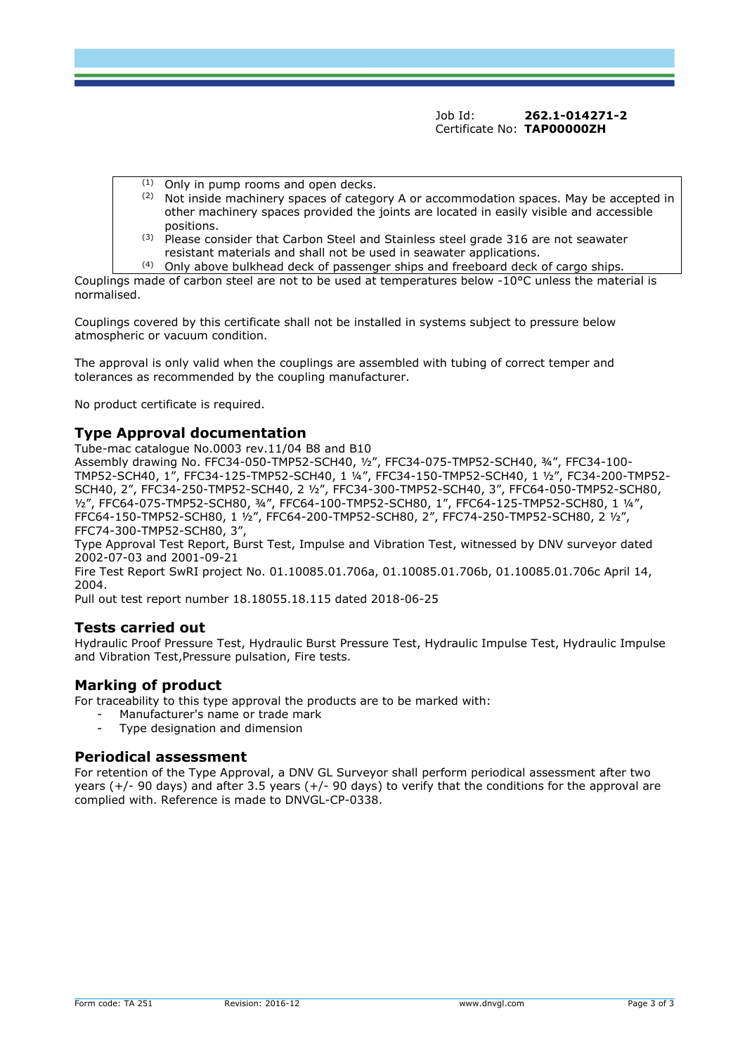Job Id: **262.1-014271-2**
Certificate No: **TAP00000ZH**

(1) Only in pump rooms and open decks.
(2) Not inside machinery spaces of category A or accommodation spaces. May be accepted in other machinery spaces provided the joints are located in easily visible and accessible positions.
(3) Please consider that Carbon Steel and Stainless steel grade 316 are not seawater resistant materials and shall not be used in seawater applications.
(4) Only above bulkhead deck of passenger ships and freeboard deck of cargo ships.

Couplings made of carbon steel are not to be used at temperatures below -10°C unless the material is normalised.

Couplings covered by this certificate shall not be installed in systems subject to pressure below atmospheric or vacuum condition.

The approval is only valid when the couplings are assembled with tubing of correct temper and tolerances as recommended by the coupling manufacturer.

No product certificate is required.

## Type Approval documentation

Tube-mac catalogue No.0003 rev.11/04 B8 and B10
Assembly drawing No. FFC34-050-TMP52-SCH40, ½", FFC34-075-TMP52-SCH40, ¾", FFC34-100-TMP52-SCH40, 1", FFC34-125-TMP52-SCH40, 1 ¼", FFC34-150-TMP52-SCH40, 1 ½", FC34-200-TMP52-SCH40, 2", FFC34-250-TMP52-SCH40, 2 ½", FFC34-300-TMP52-SCH40, 3", FFC64-050-TMP52-SCH80, ½", FFC64-075-TMP52-SCH80, ¾", FFC64-100-TMP52-SCH80, 1", FFC64-125-TMP52-SCH80, 1 ¼", FFC64-150-TMP52-SCH80, 1 ½", FFC64-200-TMP52-SCH80, 2", FFC74-250-TMP52-SCH80, 2 ½", FFC74-300-TMP52-SCH80, 3",
Type Approval Test Report, Burst Test, Impulse and Vibration Test, witnessed by DNV surveyor dated 2002-07-03 and 2001-09-21
Fire Test Report SwRI project No. 01.10085.01.706a, 01.10085.01.706b, 01.10085.01.706c April 14, 2004.
Pull out test report number 18.18055.18.115 dated 2018-06-25

## Tests carried out

Hydraulic Proof Pressure Test, Hydraulic Burst Pressure Test, Hydraulic Impulse Test, Hydraulic Impulse and Vibration Test,Pressure pulsation, Fire tests.

## Marking of product

For traceability to this type approval the products are to be marked with:

- Manufacturer's name or trade mark
- Type designation and dimension

## Periodical assessment

For retention of the Type Approval, a DNV GL Surveyor shall perform periodical assessment after two years (+/- 90 days) and after 3.5 years (+/- 90 days) to verify that the conditions for the approval are complied with. Reference is made to DNVGL-CP-0338.

Form code: TA 251 Revision: 2016-12 www.dnvgl.com